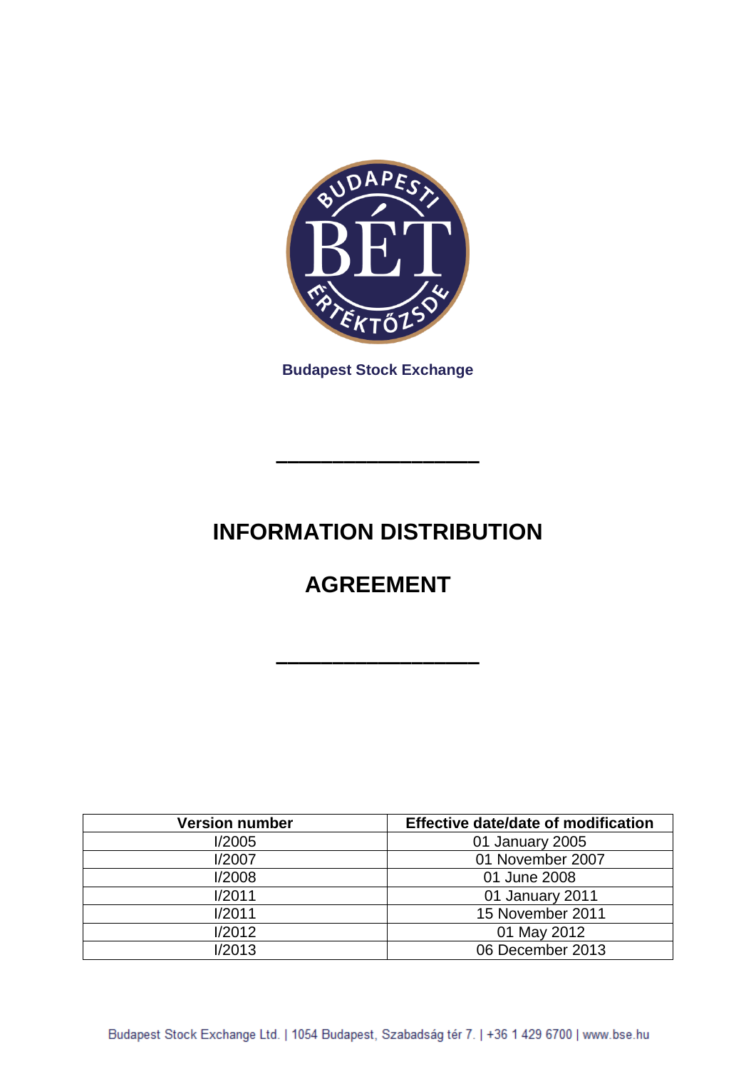Budapest Stock Exchange

---

# INFORMATION DISTRIBUTION

# AGREEMENT

---

| Version number | Effective date/date of modification |
| --- | --- |
| I/2005 | 01 January 2005 |
| I/2007 | 01 November 2007 |
| I/2008 | 01 June 2008 |
| I/2011 | 01 January 2011 |
| I/2011 | 15 November 2011 |
| I/2012 | 01 May 2012 |
| I/2013 | 06 December 2013 |

Budapest Stock Exchange Ltd. | 1054 Budapest, Szabadság tér 7. | +36 1 429 6700 | www.bse.hu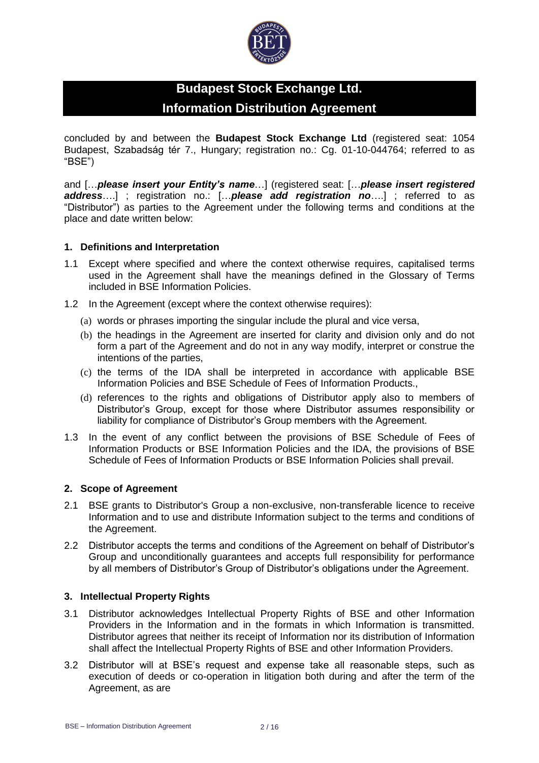# Budapest Stock Exchange Ltd.
# Information Distribution Agreement

concluded by and between the **Budapest Stock Exchange Ltd** (registered seat: 1054 Budapest, Szabadság tér 7., Hungary; registration no.: Cg. 01-10-044764; referred to as "BSE")

and […***please insert your Entity's name***…] (registered seat: […***please insert registered address***….] ; registration no.: […***please add registration no***….] ; referred to as "Distributor") as parties to the Agreement under the following terms and conditions at the place and date written below:

### 1. Definitions and Interpretation

1.1 Except where specified and where the context otherwise requires, capitalised terms used in the Agreement shall have the meanings defined in the Glossary of Terms included in BSE Information Policies.

1.2 In the Agreement (except where the context otherwise requires):

(a) words or phrases importing the singular include the plural and vice versa,

(b) the headings in the Agreement are inserted for clarity and division only and do not form a part of the Agreement and do not in any way modify, interpret or construe the intentions of the parties,

(c) the terms of the IDA shall be interpreted in accordance with applicable BSE Information Policies and BSE Schedule of Fees of Information Products.,

(d) references to the rights and obligations of Distributor apply also to members of Distributor's Group, except for those where Distributor assumes responsibility or liability for compliance of Distributor's Group members with the Agreement.

1.3 In the event of any conflict between the provisions of BSE Schedule of Fees of Information Products or BSE Information Policies and the IDA, the provisions of BSE Schedule of Fees of Information Products or BSE Information Policies shall prevail.

### 2. Scope of Agreement

2.1 BSE grants to Distributor's Group a non-exclusive, non-transferable licence to receive Information and to use and distribute Information subject to the terms and conditions of the Agreement.

2.2 Distributor accepts the terms and conditions of the Agreement on behalf of Distributor's Group and unconditionally guarantees and accepts full responsibility for performance by all members of Distributor's Group of Distributor's obligations under the Agreement.

### 3. Intellectual Property Rights

3.1 Distributor acknowledges Intellectual Property Rights of BSE and other Information Providers in the Information and in the formats in which Information is transmitted. Distributor agrees that neither its receipt of Information nor its distribution of Information shall affect the Intellectual Property Rights of BSE and other Information Providers.

3.2 Distributor will at BSE's request and expense take all reasonable steps, such as execution of deeds or co-operation in litigation both during and after the term of the Agreement, as are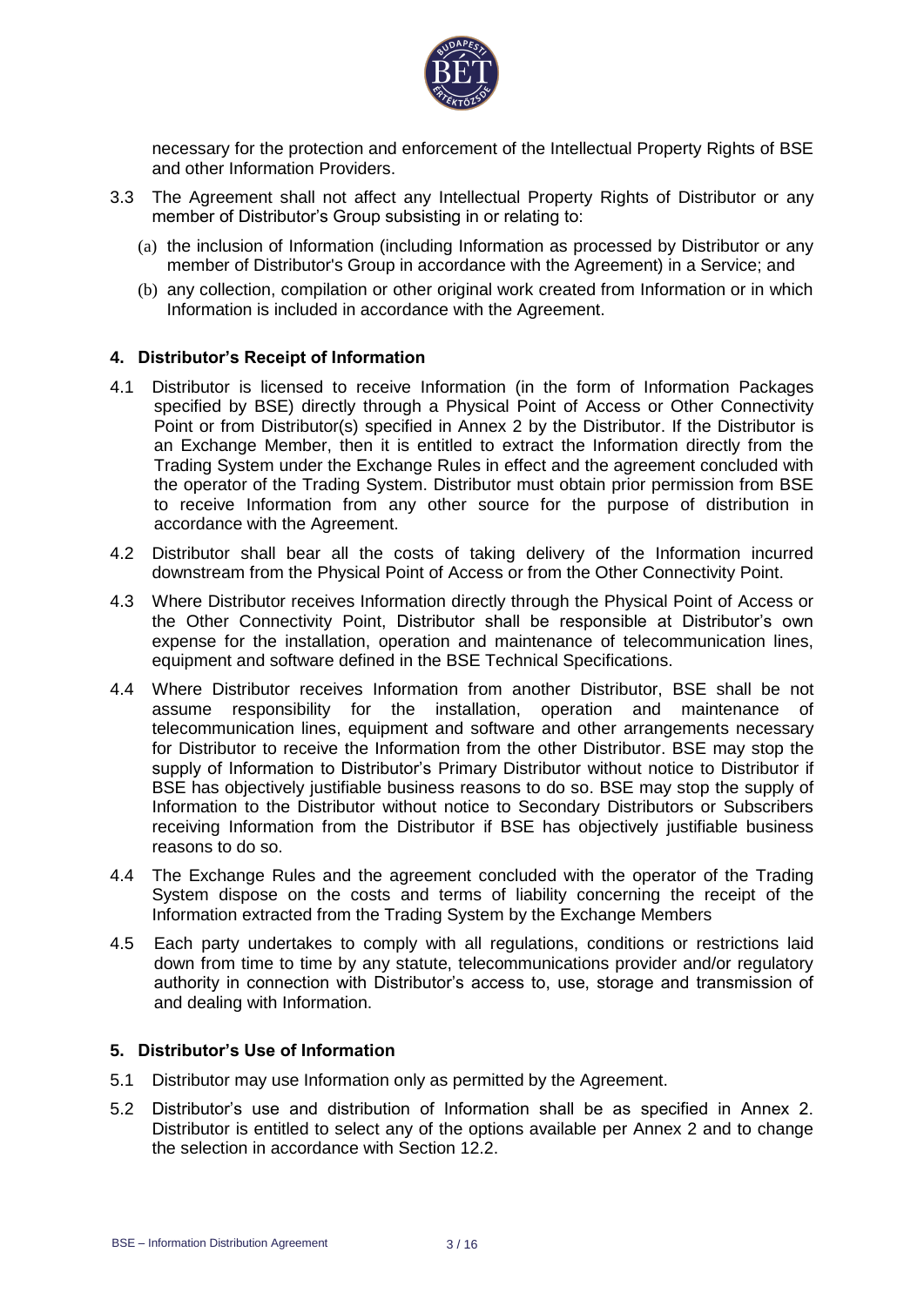necessary for the protection and enforcement of the Intellectual Property Rights of BSE and other Information Providers.

3.3 The Agreement shall not affect any Intellectual Property Rights of Distributor or any member of Distributor's Group subsisting in or relating to:

(a) the inclusion of Information (including Information as processed by Distributor or any member of Distributor's Group in accordance with the Agreement) in a Service; and

(b) any collection, compilation or other original work created from Information or in which Information is included in accordance with the Agreement.

## 4. Distributor's Receipt of Information

4.1 Distributor is licensed to receive Information (in the form of Information Packages specified by BSE) directly through a Physical Point of Access or Other Connectivity Point or from Distributor(s) specified in Annex 2 by the Distributor. If the Distributor is an Exchange Member, then it is entitled to extract the Information directly from the Trading System under the Exchange Rules in effect and the agreement concluded with the operator of the Trading System. Distributor must obtain prior permission from BSE to receive Information from any other source for the purpose of distribution in accordance with the Agreement.

4.2 Distributor shall bear all the costs of taking delivery of the Information incurred downstream from the Physical Point of Access or from the Other Connectivity Point.

4.3 Where Distributor receives Information directly through the Physical Point of Access or the Other Connectivity Point, Distributor shall be responsible at Distributor's own expense for the installation, operation and maintenance of telecommunication lines, equipment and software defined in the BSE Technical Specifications.

4.4 Where Distributor receives Information from another Distributor, BSE shall be not assume responsibility for the installation, operation and maintenance of telecommunication lines, equipment and software and other arrangements necessary for Distributor to receive the Information from the other Distributor. BSE may stop the supply of Information to Distributor's Primary Distributor without notice to Distributor if BSE has objectively justifiable business reasons to do so. BSE may stop the supply of Information to the Distributor without notice to Secondary Distributors or Subscribers receiving Information from the Distributor if BSE has objectively justifiable business reasons to do so.

4.4 The Exchange Rules and the agreement concluded with the operator of the Trading System dispose on the costs and terms of liability concerning the receipt of the Information extracted from the Trading System by the Exchange Members

4.5 Each party undertakes to comply with all regulations, conditions or restrictions laid down from time to time by any statute, telecommunications provider and/or regulatory authority in connection with Distributor's access to, use, storage and transmission of and dealing with Information.

## 5. Distributor's Use of Information

5.1 Distributor may use Information only as permitted by the Agreement.

5.2 Distributor's use and distribution of Information shall be as specified in Annex 2. Distributor is entitled to select any of the options available per Annex 2 and to change the selection in accordance with Section 12.2.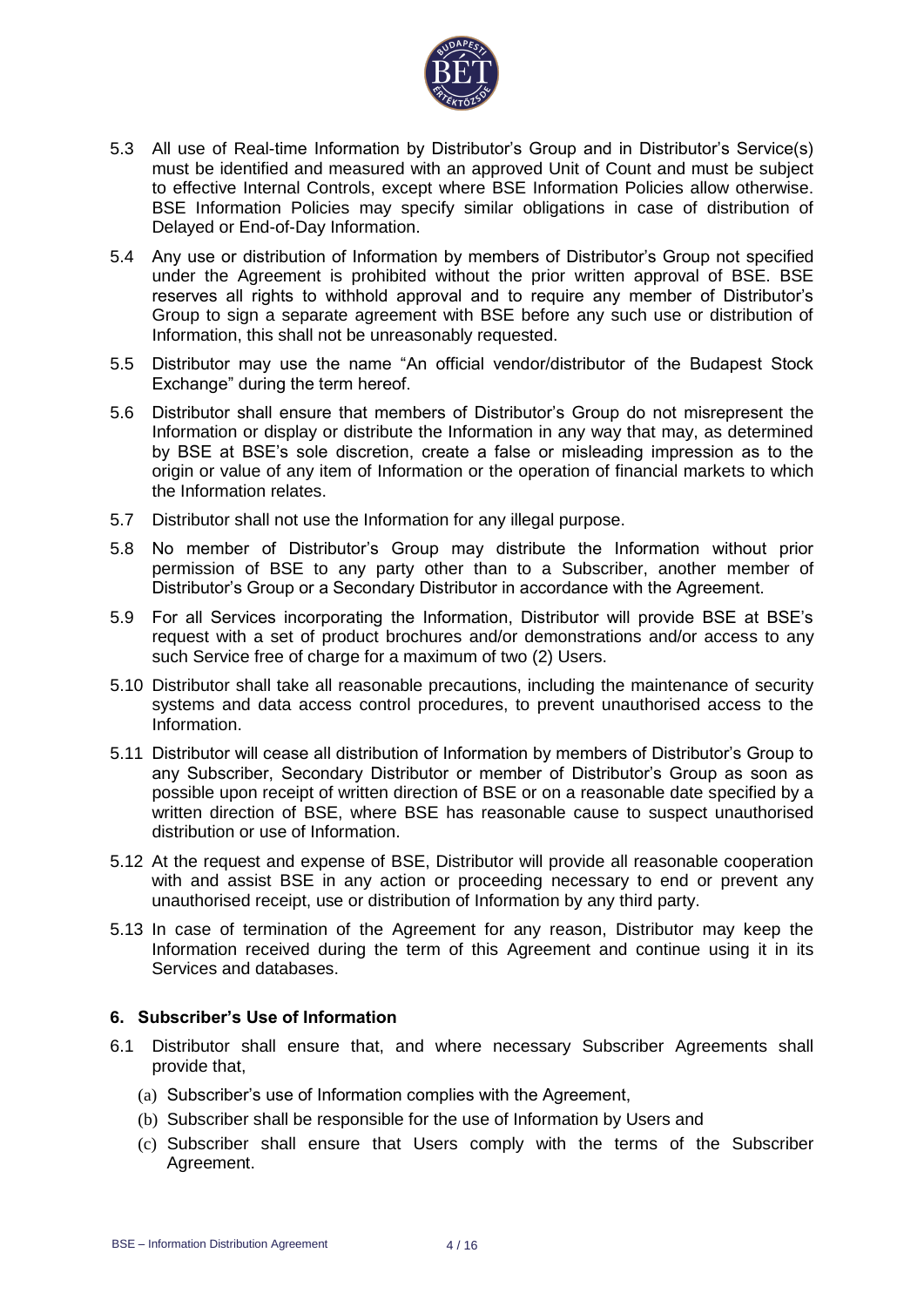5.3 All use of Real-time Information by Distributor's Group and in Distributor's Service(s) must be identified and measured with an approved Unit of Count and must be subject to effective Internal Controls, except where BSE Information Policies allow otherwise. BSE Information Policies may specify similar obligations in case of distribution of Delayed or End-of-Day Information.

5.4 Any use or distribution of Information by members of Distributor's Group not specified under the Agreement is prohibited without the prior written approval of BSE. BSE reserves all rights to withhold approval and to require any member of Distributor's Group to sign a separate agreement with BSE before any such use or distribution of Information, this shall not be unreasonably requested.

5.5 Distributor may use the name "An official vendor/distributor of the Budapest Stock Exchange" during the term hereof.

5.6 Distributor shall ensure that members of Distributor's Group do not misrepresent the Information or display or distribute the Information in any way that may, as determined by BSE at BSE's sole discretion, create a false or misleading impression as to the origin or value of any item of Information or the operation of financial markets to which the Information relates.

5.7 Distributor shall not use the Information for any illegal purpose.

5.8 No member of Distributor's Group may distribute the Information without prior permission of BSE to any party other than to a Subscriber, another member of Distributor's Group or a Secondary Distributor in accordance with the Agreement.

5.9 For all Services incorporating the Information, Distributor will provide BSE at BSE's request with a set of product brochures and/or demonstrations and/or access to any such Service free of charge for a maximum of two (2) Users.

5.10 Distributor shall take all reasonable precautions, including the maintenance of security systems and data access control procedures, to prevent unauthorised access to the Information.

5.11 Distributor will cease all distribution of Information by members of Distributor's Group to any Subscriber, Secondary Distributor or member of Distributor's Group as soon as possible upon receipt of written direction of BSE or on a reasonable date specified by a written direction of BSE, where BSE has reasonable cause to suspect unauthorised distribution or use of Information.

5.12 At the request and expense of BSE, Distributor will provide all reasonable cooperation with and assist BSE in any action or proceeding necessary to end or prevent any unauthorised receipt, use or distribution of Information by any third party.

5.13 In case of termination of the Agreement for any reason, Distributor may keep the Information received during the term of this Agreement and continue using it in its Services and databases.

### 6. Subscriber's Use of Information

6.1 Distributor shall ensure that, and where necessary Subscriber Agreements shall provide that,

(a) Subscriber's use of Information complies with the Agreement,

(b) Subscriber shall be responsible for the use of Information by Users and

(c) Subscriber shall ensure that Users comply with the terms of the Subscriber Agreement.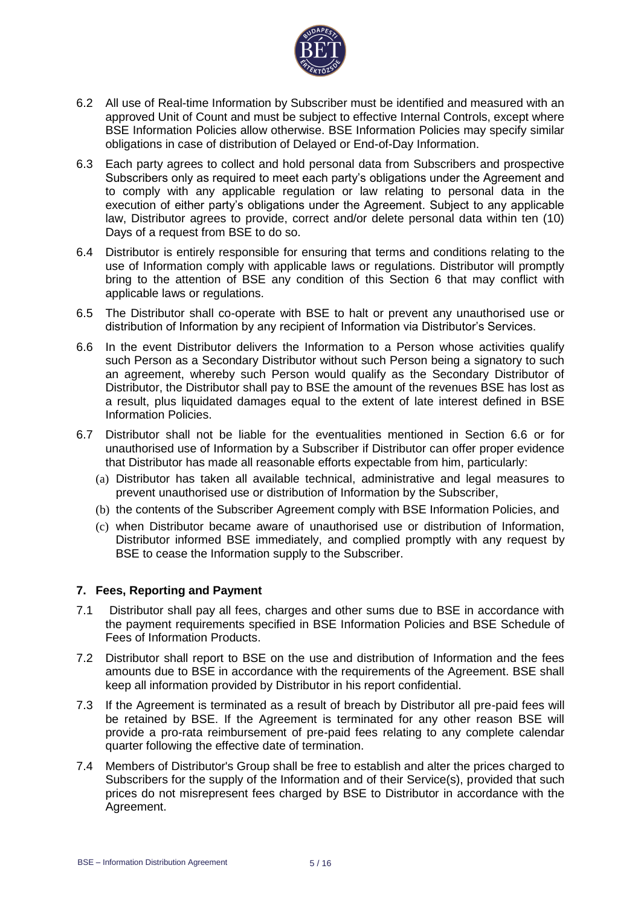6.2 All use of Real-time Information by Subscriber must be identified and measured with an approved Unit of Count and must be subject to effective Internal Controls, except where BSE Information Policies allow otherwise. BSE Information Policies may specify similar obligations in case of distribution of Delayed or End-of-Day Information.

6.3 Each party agrees to collect and hold personal data from Subscribers and prospective Subscribers only as required to meet each party's obligations under the Agreement and to comply with any applicable regulation or law relating to personal data in the execution of either party's obligations under the Agreement. Subject to any applicable law, Distributor agrees to provide, correct and/or delete personal data within ten (10) Days of a request from BSE to do so.

6.4 Distributor is entirely responsible for ensuring that terms and conditions relating to the use of Information comply with applicable laws or regulations. Distributor will promptly bring to the attention of BSE any condition of this Section 6 that may conflict with applicable laws or regulations.

6.5 The Distributor shall co-operate with BSE to halt or prevent any unauthorised use or distribution of Information by any recipient of Information via Distributor's Services.

6.6 In the event Distributor delivers the Information to a Person whose activities qualify such Person as a Secondary Distributor without such Person being a signatory to such an agreement, whereby such Person would qualify as the Secondary Distributor of Distributor, the Distributor shall pay to BSE the amount of the revenues BSE has lost as a result, plus liquidated damages equal to the extent of late interest defined in BSE Information Policies.

6.7 Distributor shall not be liable for the eventualities mentioned in Section 6.6 or for unauthorised use of Information by a Subscriber if Distributor can offer proper evidence that Distributor has made all reasonable efforts expectable from him, particularly:

(a) Distributor has taken all available technical, administrative and legal measures to prevent unauthorised use or distribution of Information by the Subscriber,

(b) the contents of the Subscriber Agreement comply with BSE Information Policies, and

(c) when Distributor became aware of unauthorised use or distribution of Information, Distributor informed BSE immediately, and complied promptly with any request by BSE to cease the Information supply to the Subscriber.

## 7. Fees, Reporting and Payment

7.1 Distributor shall pay all fees, charges and other sums due to BSE in accordance with the payment requirements specified in BSE Information Policies and BSE Schedule of Fees of Information Products.

7.2 Distributor shall report to BSE on the use and distribution of Information and the fees amounts due to BSE in accordance with the requirements of the Agreement. BSE shall keep all information provided by Distributor in his report confidential.

7.3 If the Agreement is terminated as a result of breach by Distributor all pre-paid fees will be retained by BSE. If the Agreement is terminated for any other reason BSE will provide a pro-rata reimbursement of pre-paid fees relating to any complete calendar quarter following the effective date of termination.

7.4 Members of Distributor's Group shall be free to establish and alter the prices charged to Subscribers for the supply of the Information and of their Service(s), provided that such prices do not misrepresent fees charged by BSE to Distributor in accordance with the Agreement.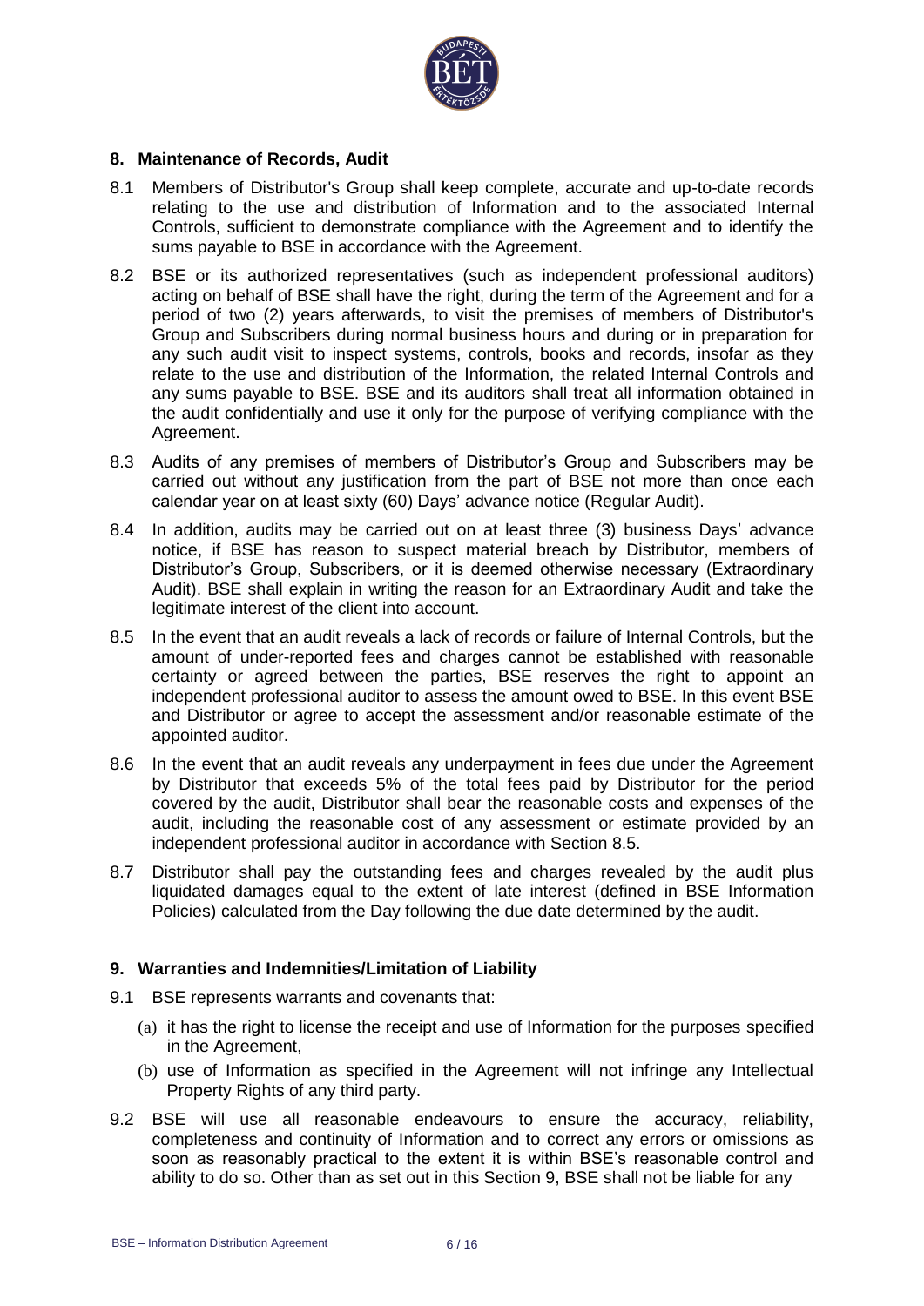## 8. Maintenance of Records, Audit

8.1 Members of Distributor's Group shall keep complete, accurate and up-to-date records relating to the use and distribution of Information and to the associated Internal Controls, sufficient to demonstrate compliance with the Agreement and to identify the sums payable to BSE in accordance with the Agreement.

8.2 BSE or its authorized representatives (such as independent professional auditors) acting on behalf of BSE shall have the right, during the term of the Agreement and for a period of two (2) years afterwards, to visit the premises of members of Distributor's Group and Subscribers during normal business hours and during or in preparation for any such audit visit to inspect systems, controls, books and records, insofar as they relate to the use and distribution of the Information, the related Internal Controls and any sums payable to BSE. BSE and its auditors shall treat all information obtained in the audit confidentially and use it only for the purpose of verifying compliance with the Agreement.

8.3 Audits of any premises of members of Distributor's Group and Subscribers may be carried out without any justification from the part of BSE not more than once each calendar year on at least sixty (60) Days' advance notice (Regular Audit).

8.4 In addition, audits may be carried out on at least three (3) business Days' advance notice, if BSE has reason to suspect material breach by Distributor, members of Distributor's Group, Subscribers, or it is deemed otherwise necessary (Extraordinary Audit). BSE shall explain in writing the reason for an Extraordinary Audit and take the legitimate interest of the client into account.

8.5 In the event that an audit reveals a lack of records or failure of Internal Controls, but the amount of under-reported fees and charges cannot be established with reasonable certainty or agreed between the parties, BSE reserves the right to appoint an independent professional auditor to assess the amount owed to BSE. In this event BSE and Distributor or agree to accept the assessment and/or reasonable estimate of the appointed auditor.

8.6 In the event that an audit reveals any underpayment in fees due under the Agreement by Distributor that exceeds 5% of the total fees paid by Distributor for the period covered by the audit, Distributor shall bear the reasonable costs and expenses of the audit, including the reasonable cost of any assessment or estimate provided by an independent professional auditor in accordance with Section 8.5.

8.7 Distributor shall pay the outstanding fees and charges revealed by the audit plus liquidated damages equal to the extent of late interest (defined in BSE Information Policies) calculated from the Day following the due date determined by the audit.

## 9. Warranties and Indemnities/Limitation of Liability

9.1 BSE represents warrants and covenants that:

(a) it has the right to license the receipt and use of Information for the purposes specified in the Agreement,

(b) use of Information as specified in the Agreement will not infringe any Intellectual Property Rights of any third party.

9.2 BSE will use all reasonable endeavours to ensure the accuracy, reliability, completeness and continuity of Information and to correct any errors or omissions as soon as reasonably practical to the extent it is within BSE's reasonable control and ability to do so. Other than as set out in this Section 9, BSE shall not be liable for any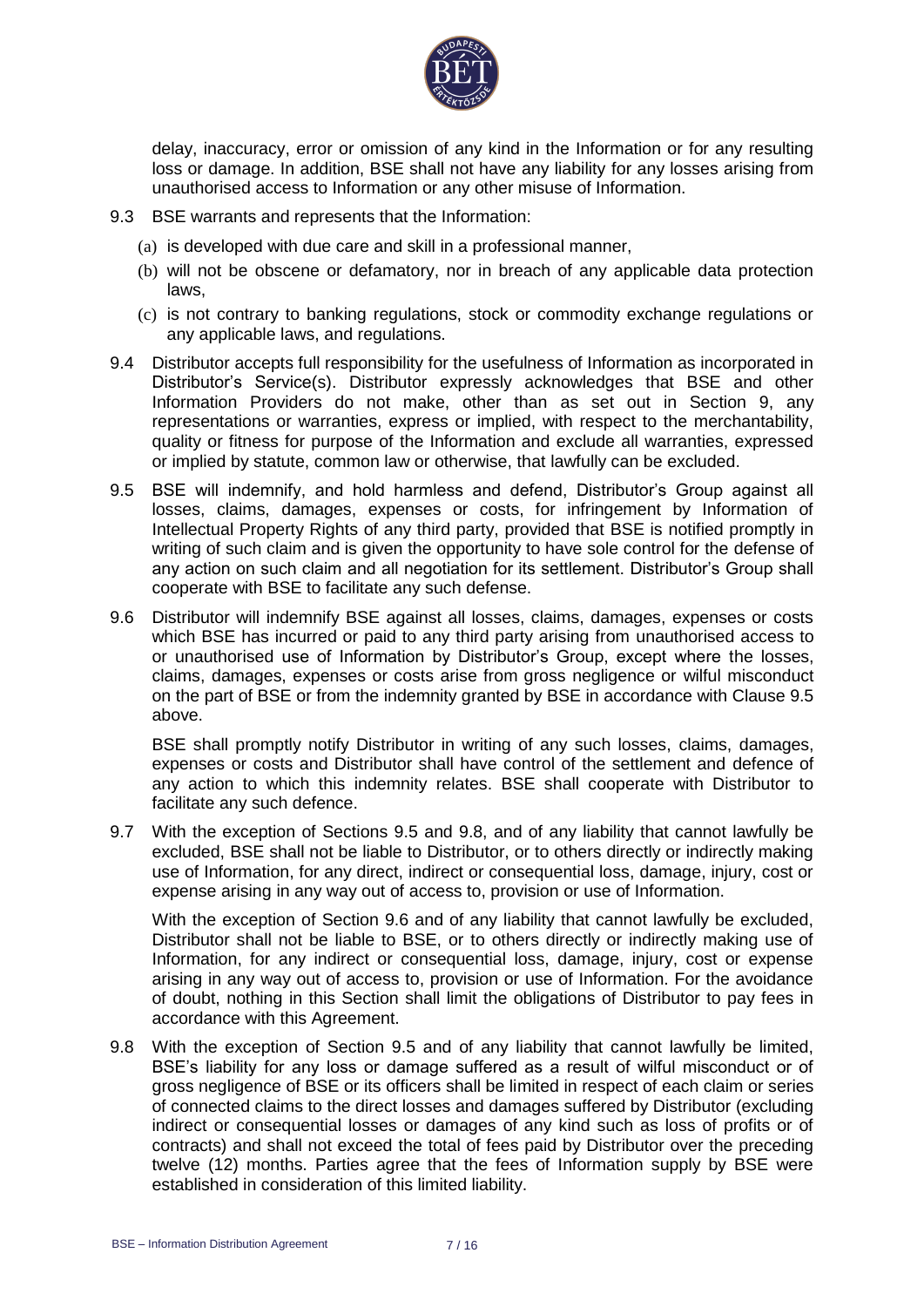delay, inaccuracy, error or omission of any kind in the Information or for any resulting loss or damage. In addition, BSE shall not have any liability for any losses arising from unauthorised access to Information or any other misuse of Information.

9.3 BSE warrants and represents that the Information:

(a) is developed with due care and skill in a professional manner,

(b) will not be obscene or defamatory, nor in breach of any applicable data protection laws,

(c) is not contrary to banking regulations, stock or commodity exchange regulations or any applicable laws, and regulations.

9.4 Distributor accepts full responsibility for the usefulness of Information as incorporated in Distributor's Service(s). Distributor expressly acknowledges that BSE and other Information Providers do not make, other than as set out in Section 9, any representations or warranties, express or implied, with respect to the merchantability, quality or fitness for purpose of the Information and exclude all warranties, expressed or implied by statute, common law or otherwise, that lawfully can be excluded.

9.5 BSE will indemnify, and hold harmless and defend, Distributor's Group against all losses, claims, damages, expenses or costs, for infringement by Information of Intellectual Property Rights of any third party, provided that BSE is notified promptly in writing of such claim and is given the opportunity to have sole control for the defense of any action on such claim and all negotiation for its settlement. Distributor's Group shall cooperate with BSE to facilitate any such defense.

9.6 Distributor will indemnify BSE against all losses, claims, damages, expenses or costs which BSE has incurred or paid to any third party arising from unauthorised access to or unauthorised use of Information by Distributor's Group, except where the losses, claims, damages, expenses or costs arise from gross negligence or wilful misconduct on the part of BSE or from the indemnity granted by BSE in accordance with Clause 9.5 above.

BSE shall promptly notify Distributor in writing of any such losses, claims, damages, expenses or costs and Distributor shall have control of the settlement and defence of any action to which this indemnity relates. BSE shall cooperate with Distributor to facilitate any such defence.

9.7 With the exception of Sections 9.5 and 9.8, and of any liability that cannot lawfully be excluded, BSE shall not be liable to Distributor, or to others directly or indirectly making use of Information, for any direct, indirect or consequential loss, damage, injury, cost or expense arising in any way out of access to, provision or use of Information.

With the exception of Section 9.6 and of any liability that cannot lawfully be excluded, Distributor shall not be liable to BSE, or to others directly or indirectly making use of Information, for any indirect or consequential loss, damage, injury, cost or expense arising in any way out of access to, provision or use of Information. For the avoidance of doubt, nothing in this Section shall limit the obligations of Distributor to pay fees in accordance with this Agreement.

9.8 With the exception of Section 9.5 and of any liability that cannot lawfully be limited, BSE's liability for any loss or damage suffered as a result of wilful misconduct or of gross negligence of BSE or its officers shall be limited in respect of each claim or series of connected claims to the direct losses and damages suffered by Distributor (excluding indirect or consequential losses or damages of any kind such as loss of profits or of contracts) and shall not exceed the total of fees paid by Distributor over the preceding twelve (12) months. Parties agree that the fees of Information supply by BSE were established in consideration of this limited liability.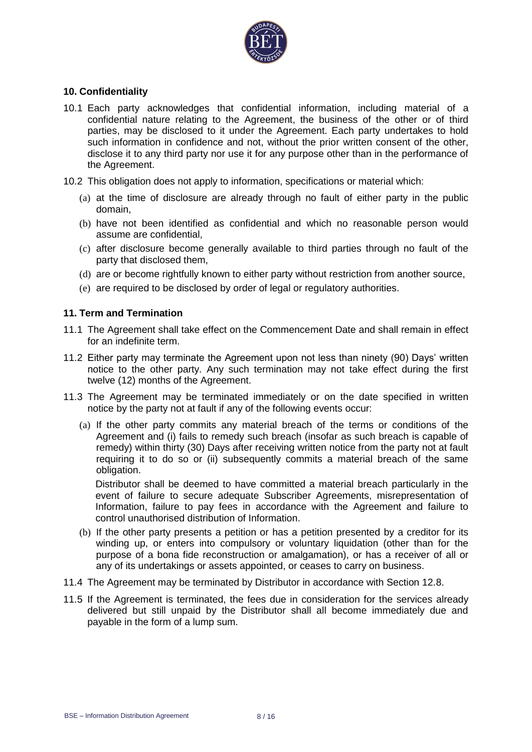### 10. Confidentiality

10.1 Each party acknowledges that confidential information, including material of a confidential nature relating to the Agreement, the business of the other or of third parties, may be disclosed to it under the Agreement. Each party undertakes to hold such information in confidence and not, without the prior written consent of the other, disclose it to any third party nor use it for any purpose other than in the performance of the Agreement.

10.2 This obligation does not apply to information, specifications or material which:

(a) at the time of disclosure are already through no fault of either party in the public domain,

(b) have not been identified as confidential and which no reasonable person would assume are confidential,

(c) after disclosure become generally available to third parties through no fault of the party that disclosed them,

(d) are or become rightfully known to either party without restriction from another source,

(e) are required to be disclosed by order of legal or regulatory authorities.

### 11. Term and Termination

11.1 The Agreement shall take effect on the Commencement Date and shall remain in effect for an indefinite term.

11.2 Either party may terminate the Agreement upon not less than ninety (90) Days' written notice to the other party. Any such termination may not take effect during the first twelve (12) months of the Agreement.

11.3 The Agreement may be terminated immediately or on the date specified in written notice by the party not at fault if any of the following events occur:

(a) If the other party commits any material breach of the terms or conditions of the Agreement and (i) fails to remedy such breach (insofar as such breach is capable of remedy) within thirty (30) Days after receiving written notice from the party not at fault requiring it to do so or (ii) subsequently commits a material breach of the same obligation.

Distributor shall be deemed to have committed a material breach particularly in the event of failure to secure adequate Subscriber Agreements, misrepresentation of Information, failure to pay fees in accordance with the Agreement and failure to control unauthorised distribution of Information.

(b) If the other party presents a petition or has a petition presented by a creditor for its winding up, or enters into compulsory or voluntary liquidation (other than for the purpose of a bona fide reconstruction or amalgamation), or has a receiver of all or any of its undertakings or assets appointed, or ceases to carry on business.

11.4 The Agreement may be terminated by Distributor in accordance with Section 12.8.

11.5 If the Agreement is terminated, the fees due in consideration for the services already delivered but still unpaid by the Distributor shall all become immediately due and payable in the form of a lump sum.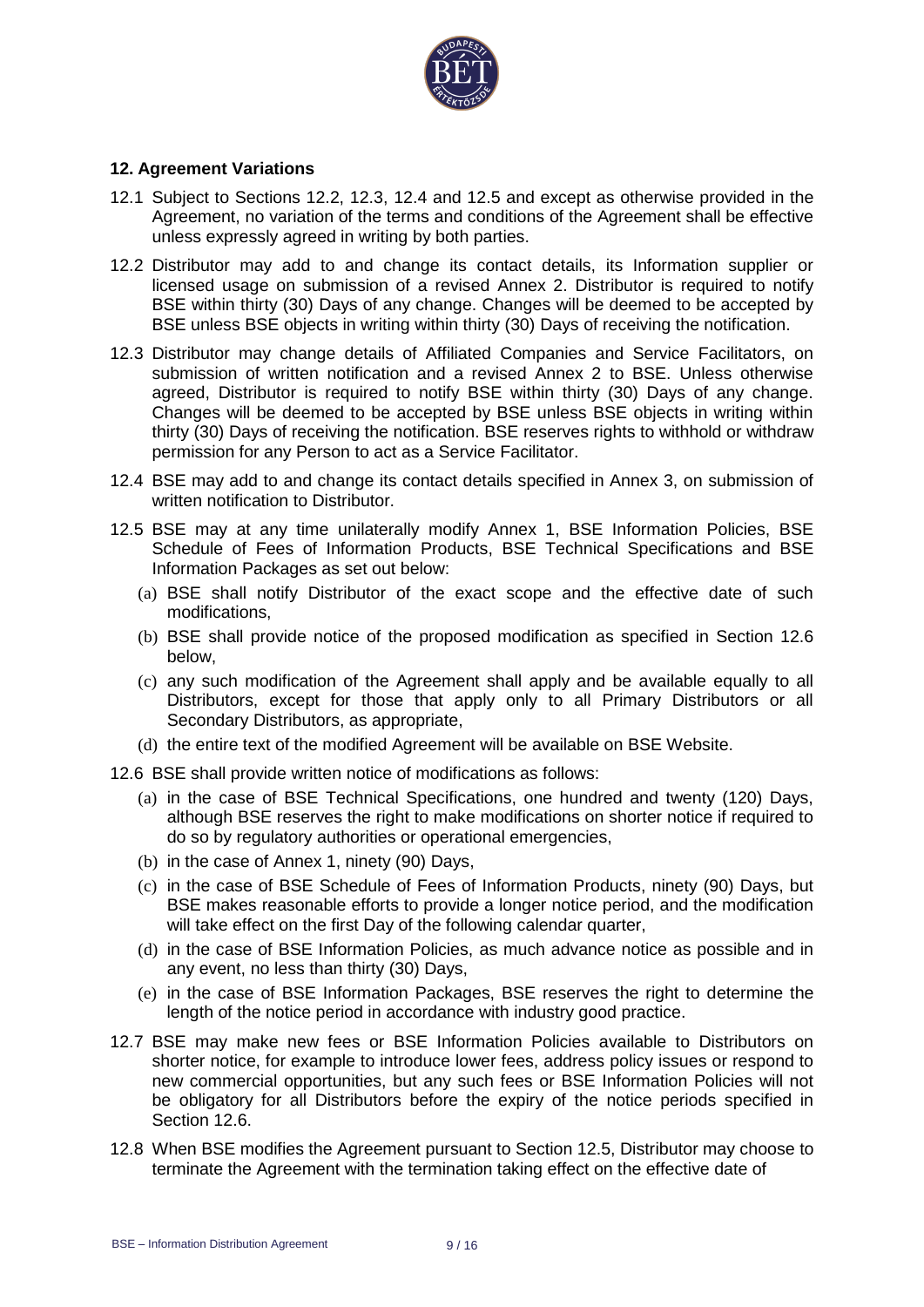## 12. Agreement Variations

12.1 Subject to Sections 12.2, 12.3, 12.4 and 12.5 and except as otherwise provided in the Agreement, no variation of the terms and conditions of the Agreement shall be effective unless expressly agreed in writing by both parties.

12.2 Distributor may add to and change its contact details, its Information supplier or licensed usage on submission of a revised Annex 2. Distributor is required to notify BSE within thirty (30) Days of any change. Changes will be deemed to be accepted by BSE unless BSE objects in writing within thirty (30) Days of receiving the notification.

12.3 Distributor may change details of Affiliated Companies and Service Facilitators, on submission of written notification and a revised Annex 2 to BSE. Unless otherwise agreed, Distributor is required to notify BSE within thirty (30) Days of any change. Changes will be deemed to be accepted by BSE unless BSE objects in writing within thirty (30) Days of receiving the notification. BSE reserves rights to withhold or withdraw permission for any Person to act as a Service Facilitator.

12.4 BSE may add to and change its contact details specified in Annex 3, on submission of written notification to Distributor.

12.5 BSE may at any time unilaterally modify Annex 1, BSE Information Policies, BSE Schedule of Fees of Information Products, BSE Technical Specifications and BSE Information Packages as set out below:

(a) BSE shall notify Distributor of the exact scope and the effective date of such modifications,

(b) BSE shall provide notice of the proposed modification as specified in Section 12.6 below,

(c) any such modification of the Agreement shall apply and be available equally to all Distributors, except for those that apply only to all Primary Distributors or all Secondary Distributors, as appropriate,

(d) the entire text of the modified Agreement will be available on BSE Website.

12.6 BSE shall provide written notice of modifications as follows:

(a) in the case of BSE Technical Specifications, one hundred and twenty (120) Days, although BSE reserves the right to make modifications on shorter notice if required to do so by regulatory authorities or operational emergencies,

(b) in the case of Annex 1, ninety (90) Days,

(c) in the case of BSE Schedule of Fees of Information Products, ninety (90) Days, but BSE makes reasonable efforts to provide a longer notice period, and the modification will take effect on the first Day of the following calendar quarter,

(d) in the case of BSE Information Policies, as much advance notice as possible and in any event, no less than thirty (30) Days,

(e) in the case of BSE Information Packages, BSE reserves the right to determine the length of the notice period in accordance with industry good practice.

12.7 BSE may make new fees or BSE Information Policies available to Distributors on shorter notice, for example to introduce lower fees, address policy issues or respond to new commercial opportunities, but any such fees or BSE Information Policies will not be obligatory for all Distributors before the expiry of the notice periods specified in Section 12.6.

12.8 When BSE modifies the Agreement pursuant to Section 12.5, Distributor may choose to terminate the Agreement with the termination taking effect on the effective date of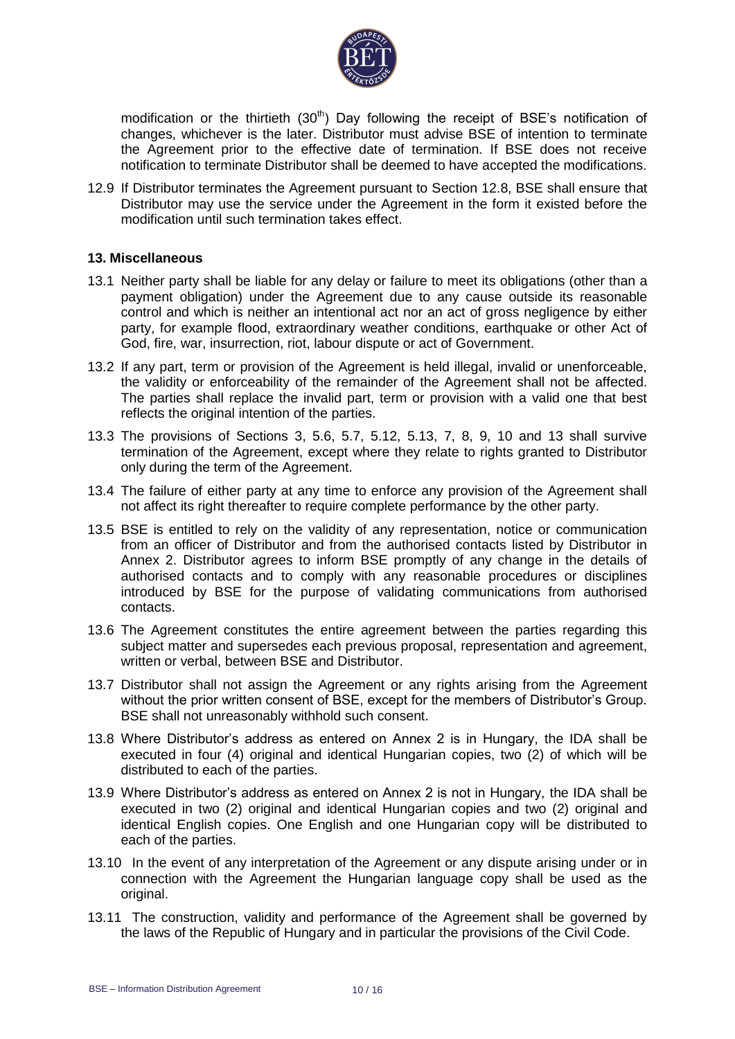modification or the thirtieth (30th) Day following the receipt of BSE's notification of changes, whichever is the later. Distributor must advise BSE of intention to terminate the Agreement prior to the effective date of termination. If BSE does not receive notification to terminate Distributor shall be deemed to have accepted the modifications.

12.9 If Distributor terminates the Agreement pursuant to Section 12.8, BSE shall ensure that Distributor may use the service under the Agreement in the form it existed before the modification until such termination takes effect.

**13. Miscellaneous**

13.1 Neither party shall be liable for any delay or failure to meet its obligations (other than a payment obligation) under the Agreement due to any cause outside its reasonable control and which is neither an intentional act nor an act of gross negligence by either party, for example flood, extraordinary weather conditions, earthquake or other Act of God, fire, war, insurrection, riot, labour dispute or act of Government.

13.2 If any part, term or provision of the Agreement is held illegal, invalid or unenforceable, the validity or enforceability of the remainder of the Agreement shall not be affected. The parties shall replace the invalid part, term or provision with a valid one that best reflects the original intention of the parties.

13.3 The provisions of Sections 3, 5.6, 5.7, 5.12, 5.13, 7, 8, 9, 10 and 13 shall survive termination of the Agreement, except where they relate to rights granted to Distributor only during the term of the Agreement.

13.4 The failure of either party at any time to enforce any provision of the Agreement shall not affect its right thereafter to require complete performance by the other party.

13.5 BSE is entitled to rely on the validity of any representation, notice or communication from an officer of Distributor and from the authorised contacts listed by Distributor in Annex 2. Distributor agrees to inform BSE promptly of any change in the details of authorised contacts and to comply with any reasonable procedures or disciplines introduced by BSE for the purpose of validating communications from authorised contacts.

13.6 The Agreement constitutes the entire agreement between the parties regarding this subject matter and supersedes each previous proposal, representation and agreement, written or verbal, between BSE and Distributor.

13.7 Distributor shall not assign the Agreement or any rights arising from the Agreement without the prior written consent of BSE, except for the members of Distributor's Group. BSE shall not unreasonably withhold such consent.

13.8 Where Distributor's address as entered on Annex 2 is in Hungary, the IDA shall be executed in four (4) original and identical Hungarian copies, two (2) of which will be distributed to each of the parties.

13.9 Where Distributor's address as entered on Annex 2 is not in Hungary, the IDA shall be executed in two (2) original and identical Hungarian copies and two (2) original and identical English copies. One English and one Hungarian copy will be distributed to each of the parties.

13.10 In the event of any interpretation of the Agreement or any dispute arising under or in connection with the Agreement the Hungarian language copy shall be used as the original.

13.11 The construction, validity and performance of the Agreement shall be governed by the laws of the Republic of Hungary and in particular the provisions of the Civil Code.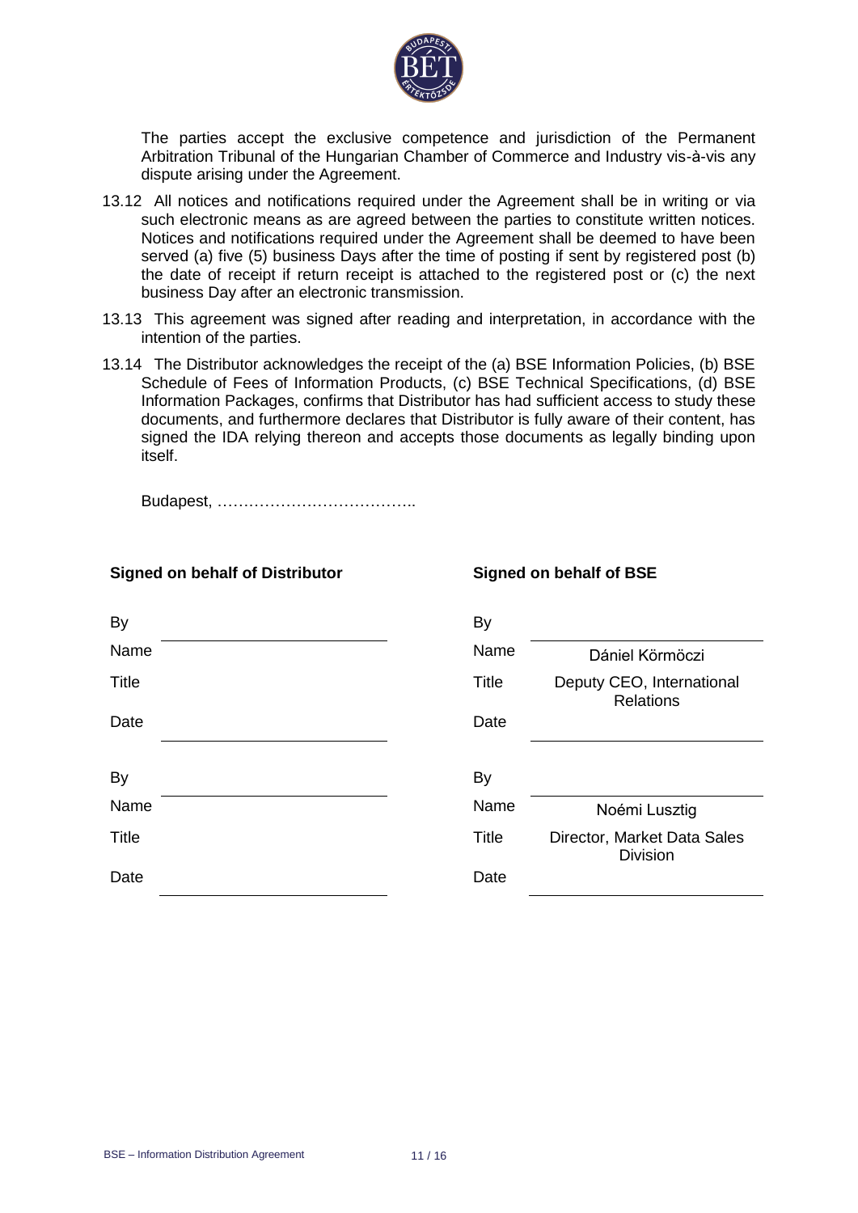The parties accept the exclusive competence and jurisdiction of the Permanent Arbitration Tribunal of the Hungarian Chamber of Commerce and Industry vis-à-vis any dispute arising under the Agreement.

13.12 All notices and notifications required under the Agreement shall be in writing or via such electronic means as are agreed between the parties to constitute written notices. Notices and notifications required under the Agreement shall be deemed to have been served (a) five (5) business Days after the time of posting if sent by registered post (b) the date of receipt if return receipt is attached to the registered post or (c) the next business Day after an electronic transmission.

13.13 This agreement was signed after reading and interpretation, in accordance with the intention of the parties.

13.14 The Distributor acknowledges the receipt of the (a) BSE Information Policies, (b) BSE Schedule of Fees of Information Products, (c) BSE Technical Specifications, (d) BSE Information Packages, confirms that Distributor has had sufficient access to study these documents, and furthermore declares that Distributor is fully aware of their content, has signed the IDA relying thereon and accepts those documents as legally binding upon itself.

Budapest, ………………………………..

| **Signed on behalf of Distributor** | | **Signed on behalf of BSE** | |
|---|---|---|---|
| By | | By | |
| Name | | Name | Dániel Körmöczi |
| Title | | Title | Deputy CEO, International Relations |
| Date | | Date | |
| By | | By | |
| Name | | Name | Noémi Lusztig |
| Title | | Title | Director, Market Data Sales Division |
| Date | | Date | |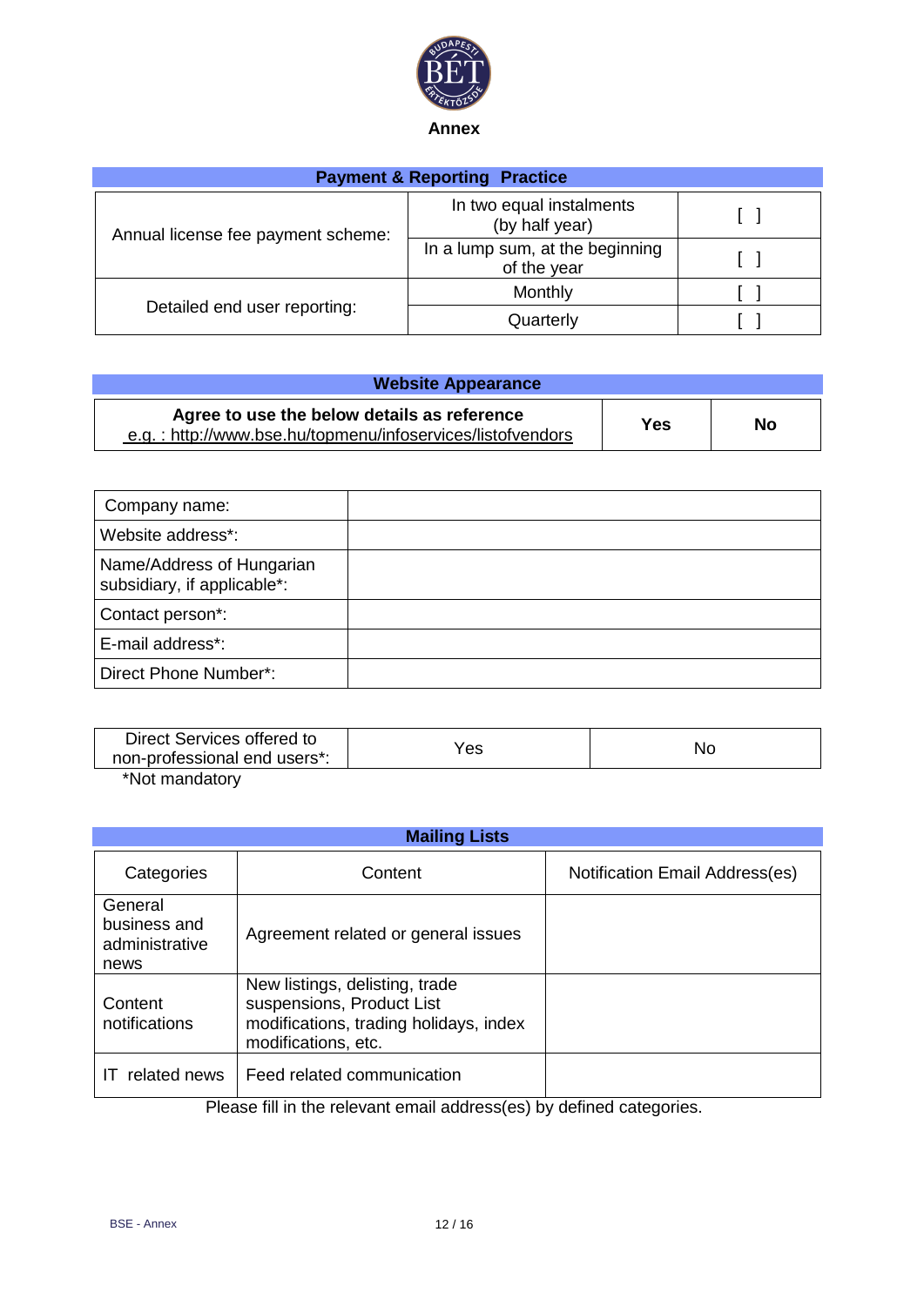# Annex

| Payment & Reporting Practice | | |
|---|---|---|
| Annual license fee payment scheme: | In two equal instalments (by half year) | [ ] |
| | In a lump sum, at the beginning of the year | [ ] |
| Detailed end user reporting: | Monthly | [ ] |
| | Quarterly | [ ] |

| Website Appearance | | |
|---|---|---|
| **Agree to use the below details as reference** e.g. : http://www.bse.hu/topmenu/infoservices/listofvendors | **Yes** | **No** |

| Company name: | |
|---|---|
| Website address*: | |
| Name/Address of Hungarian subsidiary, if applicable*: | |
| Contact person*: | |
| E-mail address*: | |
| Direct Phone Number*: | |

| Direct Services offered to non-professional end users*: | Yes | No |
|---|---|---|

*Not mandatory

| Mailing Lists | | |
|---|---|---|
| Categories | Content | Notification Email Address(es) |
| General business and administrative news | Agreement related or general issues | |
| Content notifications | New listings, delisting, trade suspensions, Product List modifications, trading holidays, index modifications, etc. | |
| IT related news | Feed related communication | |

Please fill in the relevant email address(es) by defined categories.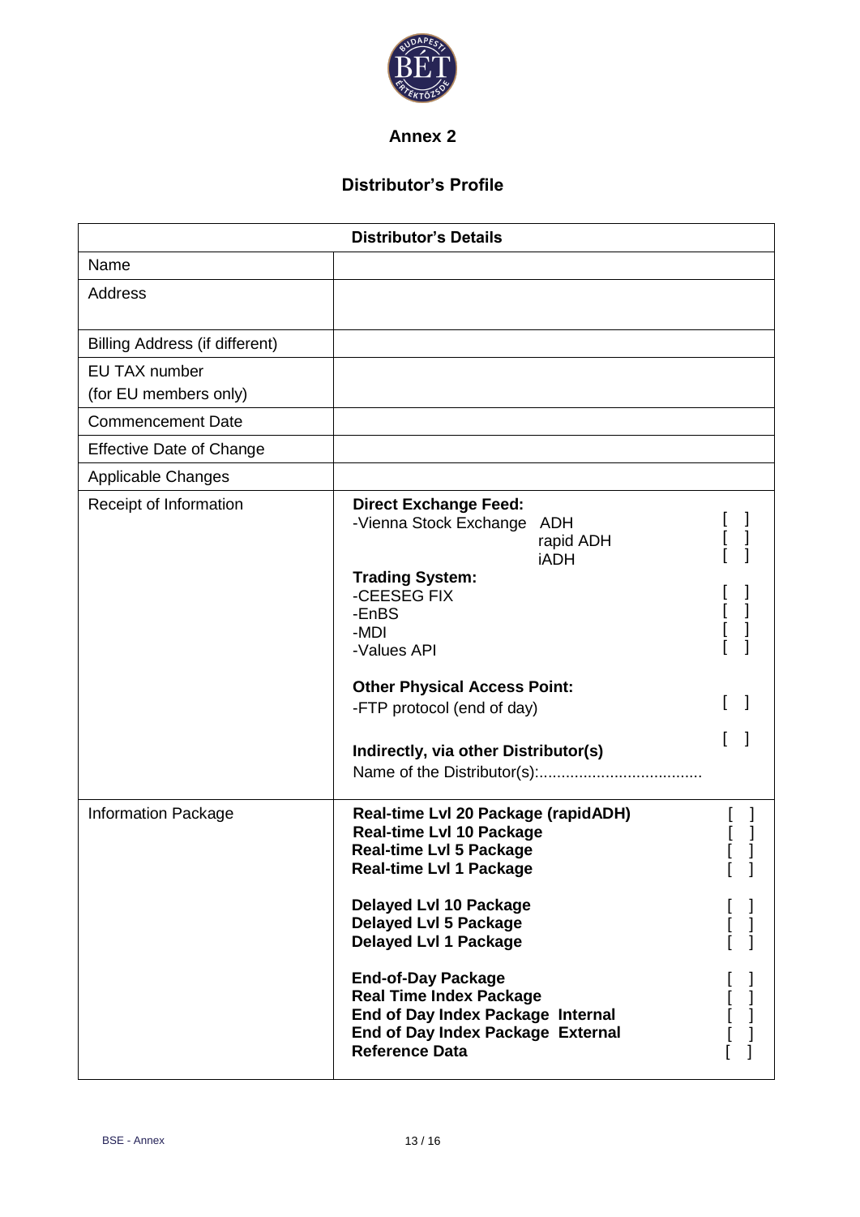## Annex 2

## Distributor's Profile

| Distributor's Details | |
|---|---|
| Name | |
| Address | |
| Billing Address (if different) | |
| EU TAX number (for EU members only) | |
| Commencement Date | |
| Effective Date of Change | |
| Applicable Changes | |
| Receipt of Information | **Direct Exchange Feed:**<br>-Vienna Stock Exchange ADH [ ]<br>rapid ADH [ ]<br>iADH [ ]<br>**Trading System:**<br>-CEESEG FIX [ ]<br>-EnBS [ ]<br>-MDI [ ]<br>-Values API [ ]<br><br>**Other Physical Access Point:**<br>-FTP protocol (end of day) [ ]<br><br>**Indirectly, via other Distributor(s)** [ ]<br>Name of the Distributor(s):.................................... |
| Information Package | **Real-time Lvl 20 Package (rapidADH)** [ ]<br>**Real-time Lvl 10 Package** [ ]<br>**Real-time Lvl 5 Package** [ ]<br>**Real-time Lvl 1 Package** [ ]<br><br>**Delayed Lvl 10 Package** [ ]<br>**Delayed Lvl 5 Package** [ ]<br>**Delayed Lvl 1 Package** [ ]<br><br>**End-of-Day Package** [ ]<br>**Real Time Index Package** [ ]<br>**End of Day Index Package Internal** [ ]<br>**End of Day Index Package External** [ ]<br>**Reference Data** [ ] |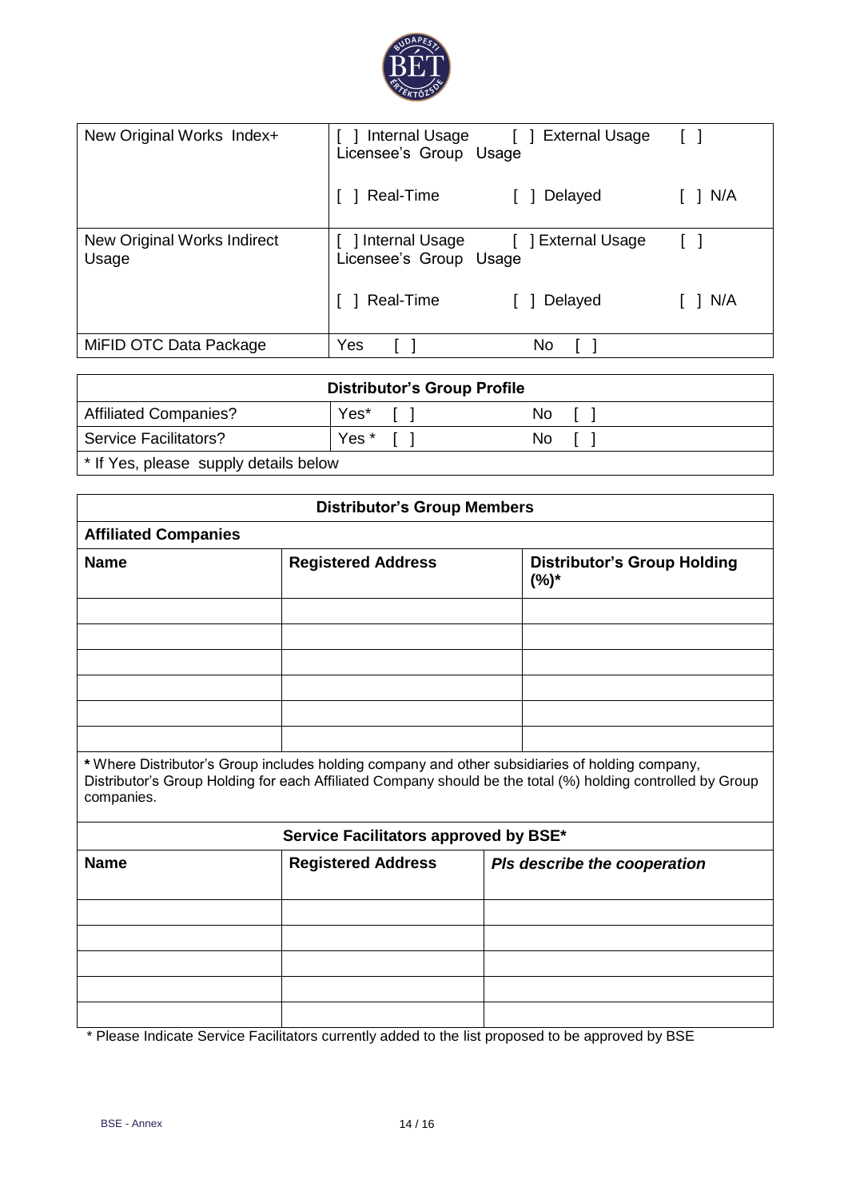| New Original Works Index+ | [ ] Internal Usage [ ] External Usage [ ] Licensee's Group Usage<br><br>[ ] Real-Time [ ] Delayed [ ] N/A |
|---|---|
| New Original Works Indirect Usage | [ ] Internal Usage [ ] External Usage [ ] Licensee's Group Usage<br><br>[ ] Real-Time [ ] Delayed [ ] N/A |
| MiFID OTC Data Package | Yes [ ] No [ ] |

| **Distributor's Group Profile** | | |
|---|---|---|
| Affiliated Companies? | Yes* [ ] | No [ ] |
| Service Facilitators? | Yes * [ ] | No [ ] |
| * If Yes, please supply details below | | |

**Distributor's Group Members**

**Affiliated Companies**

| **Name** | **Registered Address** | **Distributor's Group Holding (%)*** |
|---|---|---|
| | | |
| | | |
| | | |
| | | |
| | | |
| | | |

**\*** Where Distributor's Group includes holding company and other subsidiaries of holding company, Distributor's Group Holding for each Affiliated Company should be the total (%) holding controlled by Group companies.

**Service Facilitators approved by BSE***

| **Name** | **Registered Address** | ***Pls describe the cooperation*** |
|---|---|---|
| | | |
| | | |
| | | |
| | | |
| | | |

* Please Indicate Service Facilitators currently added to the list proposed to be approved by BSE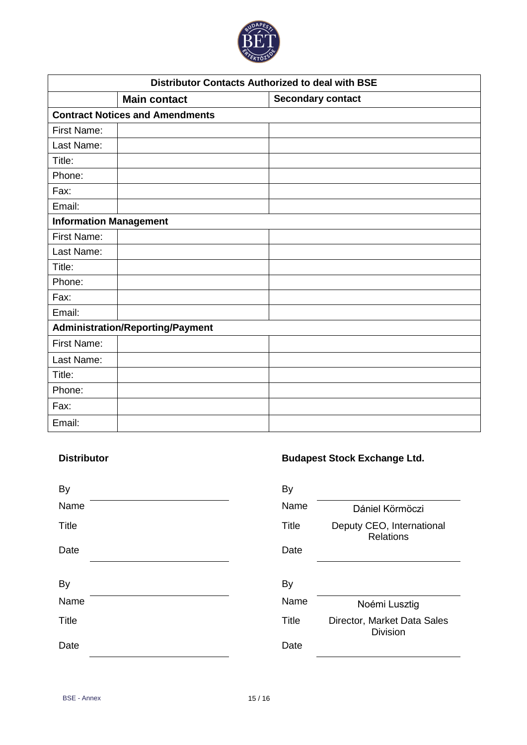| Distributor Contacts Authorized to deal with BSE | | |
|---|---|---|
| | **Main contact** | **Secondary contact** |
| **Contract Notices and Amendments** | | |
| First Name: | | |
| Last Name: | | |
| Title: | | |
| Phone: | | |
| Fax: | | |
| Email: | | |
| **Information Management** | | |
| First Name: | | |
| Last Name: | | |
| Title: | | |
| Phone: | | |
| Fax: | | |
| Email: | | |
| **Administration/Reporting/Payment** | | |
| First Name: | | |
| Last Name: | | |
| Title: | | |
| Phone: | | |
| Fax: | | |
| Email: | | |

**Distributor**

By \_\_\_\_\_\_\_\_\_\_\_\_\_\_\_\_\_\_\_\_

Name

Title

Date \_\_\_\_\_\_\_\_\_\_\_\_\_\_\_\_\_\_\_\_

By \_\_\_\_\_\_\_\_\_\_\_\_\_\_\_\_\_\_\_\_

Name

Title

Date \_\_\_\_\_\_\_\_\_\_\_\_\_\_\_\_\_\_\_\_

**Budapest Stock Exchange Ltd.**

By \_\_\_\_\_\_\_\_\_\_\_\_\_\_\_\_\_\_\_\_

Name Dániel Körmöczi

Title Deputy CEO, International Relations

Date \_\_\_\_\_\_\_\_\_\_\_\_\_\_\_\_\_\_\_\_

By \_\_\_\_\_\_\_\_\_\_\_\_\_\_\_\_\_\_\_\_

Name Noémi Lusztig

Title Director, Market Data Sales Division

Date \_\_\_\_\_\_\_\_\_\_\_\_\_\_\_\_\_\_\_\_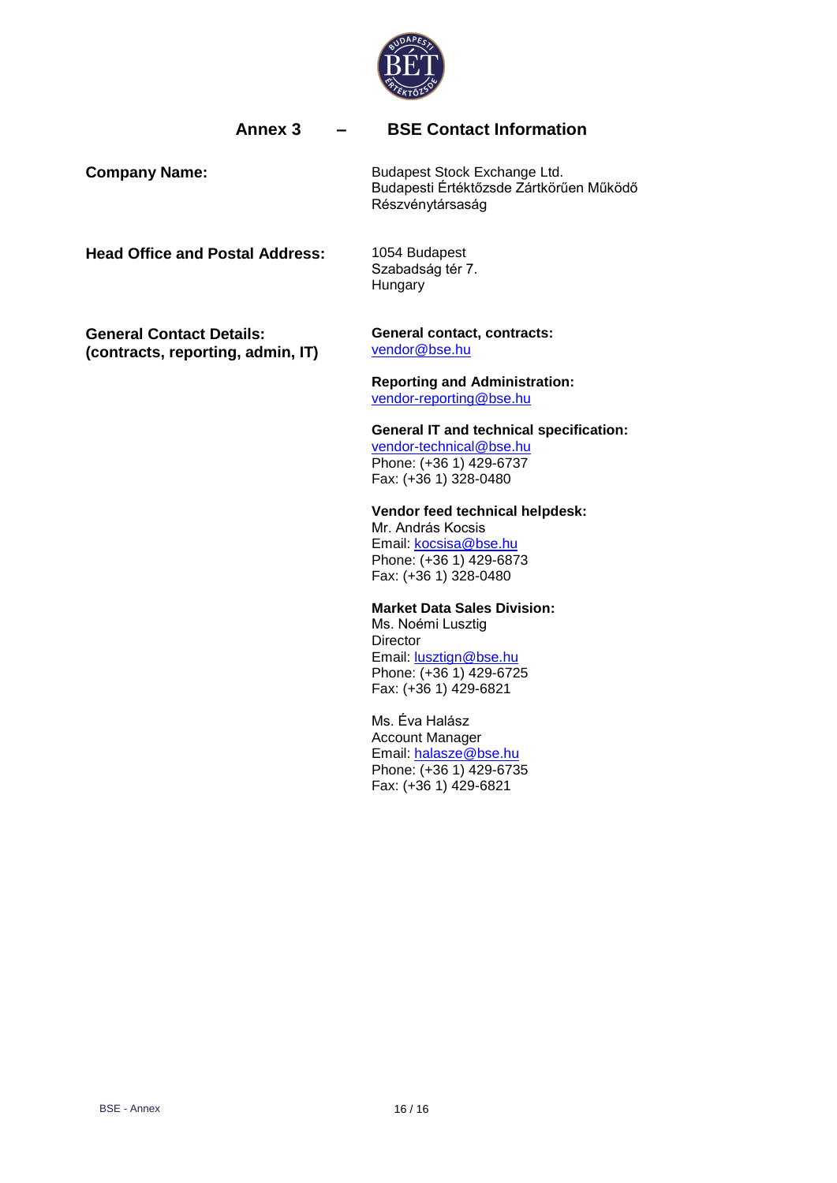# Annex 3 – BSE Contact Information

**Company Name:**

Budapest Stock Exchange Ltd.
Budapesti Értéktőzsde Zártkörűen Működő Részvénytársaság

**Head Office and Postal Address:**

1054 Budapest
Szabadság tér 7.
Hungary

**General Contact Details: (contracts, reporting, admin, IT)**

**General contact, contracts:**
vendor@bse.hu

**Reporting and Administration:**
vendor-reporting@bse.hu

**General IT and technical specification:**
vendor-technical@bse.hu
Phone: (+36 1) 429-6737
Fax: (+36 1) 328-0480

**Vendor feed technical helpdesk:**
Mr. András Kocsis
Email: kocsisa@bse.hu
Phone: (+36 1) 429-6873
Fax: (+36 1) 328-0480

**Market Data Sales Division:**
Ms. Noémi Lusztig
Director
Email: lusztign@bse.hu
Phone: (+36 1) 429-6725
Fax: (+36 1) 429-6821

Ms. Éva Halász
Account Manager
Email: halasze@bse.hu
Phone: (+36 1) 429-6735
Fax: (+36 1) 429-6821